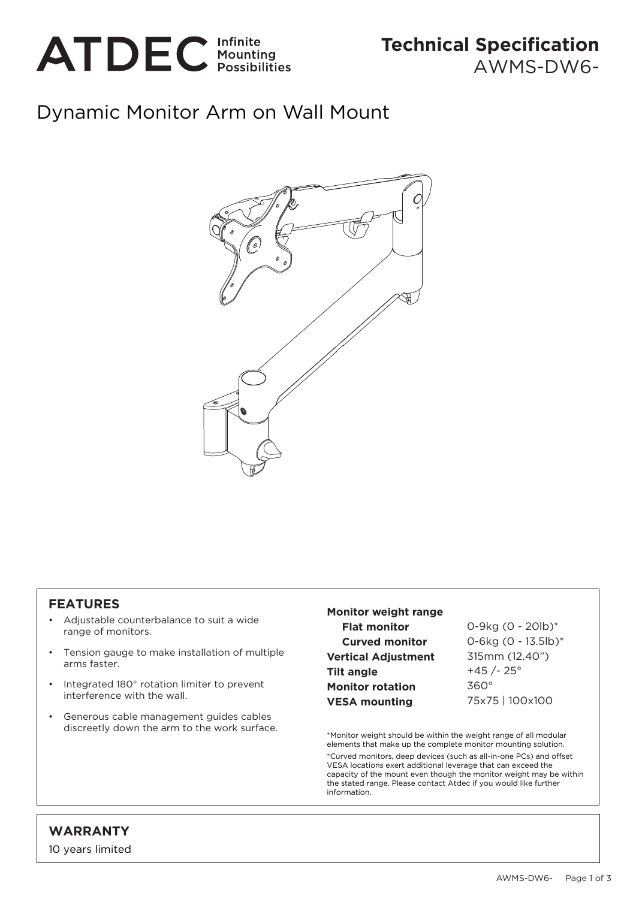ATDEC Infinite Mounting Possibilities

**Technical Specification**
AWMS-DW6-

# Dynamic Monitor Arm on Wall Mount

## FEATURES

- Adjustable counterbalance to suit a wide range of monitors.
- Tension gauge to make installation of multiple arms faster.
- Integrated 180° rotation limiter to prevent interference with the wall.
- Generous cable management guides cables discreetly down the arm to the work surface.

| | |
|---|---|
| **Monitor weight range** | |
| **Flat monitor** | 0-9kg (0 - 20lb)* |
| **Curved monitor** | 0-6kg (0 - 13.5lb)* |
| **Vertical Adjustment** | 315mm (12.40") |
| **Tilt angle** | +45 /- 25° |
| **Monitor rotation** | 360° |
| **VESA mounting** | 75x75 \| 100x100 |

*Monitor weight should be within the weight range of all modular elements that make up the complete monitor mounting solution.

*Curved monitors, deep devices (such as all-in-one PCs) and offset VESA locations exert additional leverage that can exceed the capacity of the mount even though the monitor weight may be within the stated range. Please contact Atdec if you would like further information.

## WARRANTY

10 years limited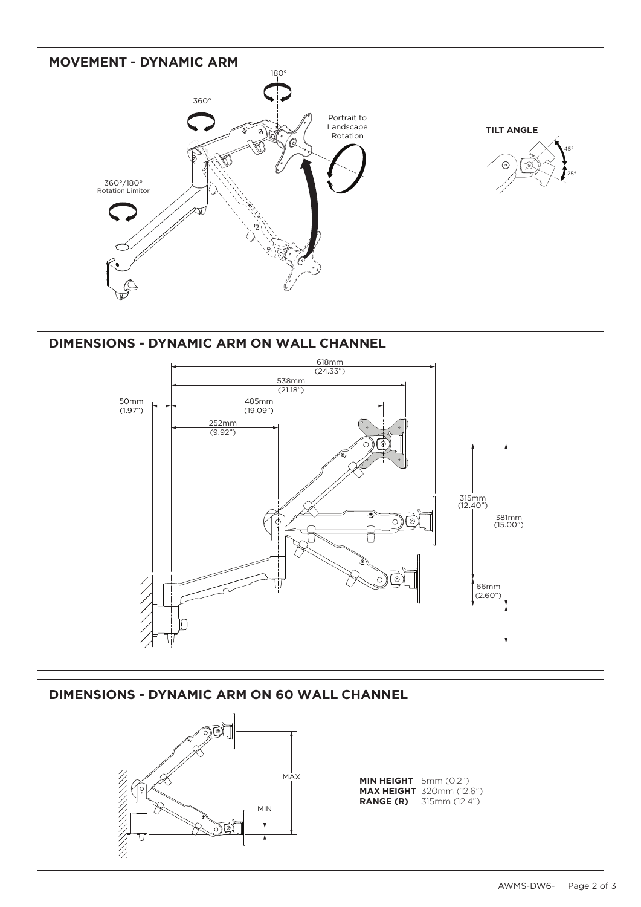## MOVEMENT - DYNAMIC ARM

180°

360°

Portrait to Landscape Rotation

360°/180° Rotation Limitor

**TILT ANGLE**

45°

25°

## DIMENSIONS - DYNAMIC ARM ON WALL CHANNEL

618mm (24.33")

538mm (21.18")

50mm (1.97")

485mm (19.09")

252mm (9.92")

315mm (12.40")

381mm (15.00")

66mm (2.60")

## DIMENSIONS - DYNAMIC ARM ON 60 WALL CHANNEL

MAX

MIN

**MIN HEIGHT** 5mm (0.2")
**MAX HEIGHT** 320mm (12.6")
**RANGE (R)** 315mm (12.4")

AWMS-DW6-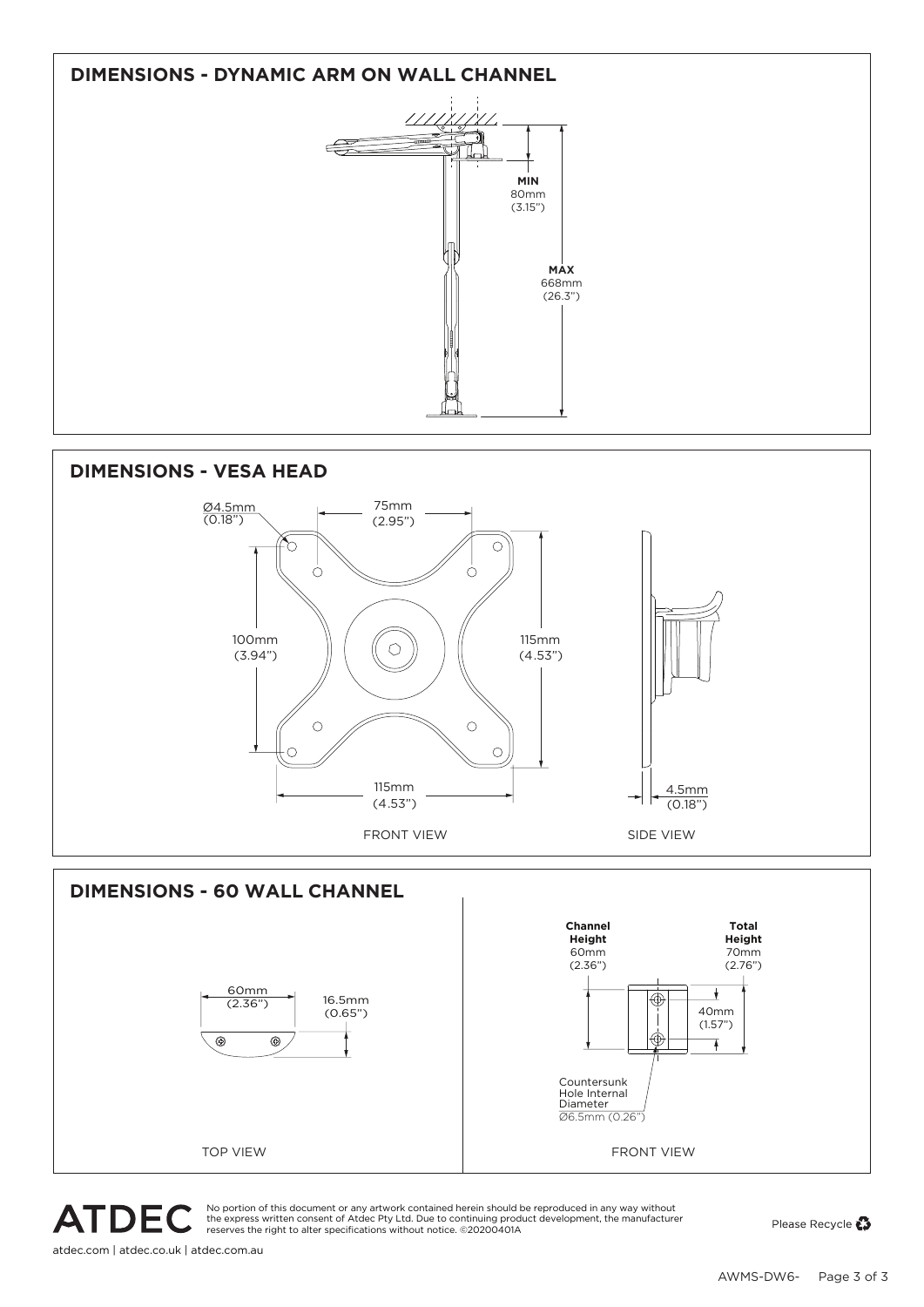## DIMENSIONS - DYNAMIC ARM ON WALL CHANNEL

**MIN**
80mm
(3.15")

**MAX**
668mm
(26.3")

## DIMENSIONS - VESA HEAD

Ø4.5mm
(0.18")

75mm
(2.95")

100mm
(3.94")

115mm
(4.53")

115mm
(4.53")

FRONT VIEW

4.5mm
(0.18")

SIDE VIEW

## DIMENSIONS - 60 WALL CHANNEL

60mm
(2.36")

16.5mm
(0.65")

TOP VIEW

**Channel Height**
60mm
(2.36")

**Total Height**
70mm
(2.76")

40mm
(1.57")

Countersunk Hole Internal Diameter
Ø6.5mm (0.26")

FRONT VIEW

**ATDEC**

No portion of this document or any artwork contained herein should be reproduced in any way without the express written consent of Atdec Pty Ltd. Due to continuing product development, the manufacturer reserves the right to alter specifications without notice. ©20200401A

Please Recycle

atdec.com | atdec.co.uk | atdec.com.au

AWMS-DW6-